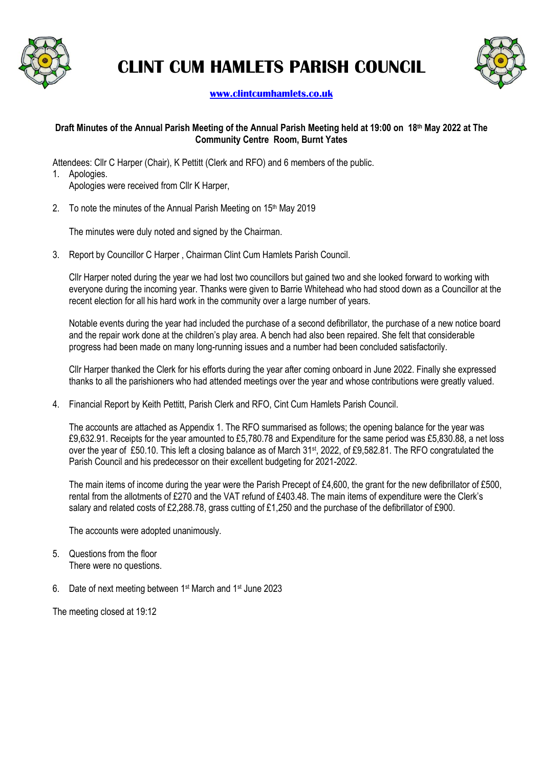# CLINT CUM HAMLETS PARISH COUNCIL

[www.clintcumhamlets.co.uk](http://www.clintcumhamlets.co.uk)

**Draft Minutes of the Annual Parish Meeting of the Annual Parish Meeting held at 19:00 on 18th May 2022 at The Community Centre Room, Burnt Yates**

Attendees: Cllr C Harper (Chair), K Pettitt (Clerk and RFO) and 6 members of the public.

1. Apologies.
   Apologies were received from Cllr K Harper,

2. To note the minutes of the Annual Parish Meeting on 15th May 2019

   The minutes were duly noted and signed by the Chairman.

3. Report by Councillor C Harper , Chairman Clint Cum Hamlets Parish Council.

   Cllr Harper noted during the year we had lost two councillors but gained two and she looked forward to working with everyone during the incoming year. Thanks were given to Barrie Whitehead who had stood down as a Councillor at the recent election for all his hard work in the community over a large number of years.

   Notable events during the year had included the purchase of a second defibrillator, the purchase of a new notice board and the repair work done at the children's play area. A bench had also been repaired. She felt that considerable progress had been made on many long-running issues and a number had been concluded satisfactorily.

   Cllr Harper thanked the Clerk for his efforts during the year after coming onboard in June 2022. Finally she expressed thanks to all the parishioners who had attended meetings over the year and whose contributions were greatly valued.

4. Financial Report by Keith Pettitt, Parish Clerk and RFO, Cint Cum Hamlets Parish Council.

   The accounts are attached as Appendix 1. The RFO summarised as follows; the opening balance for the year was £9,632.91. Receipts for the year amounted to £5,780.78 and Expenditure for the same period was £5,830.88, a net loss over the year of £50.10. This left a closing balance as of March 31st, 2022, of £9,582.81. The RFO congratulated the Parish Council and his predecessor on their excellent budgeting for 2021-2022.

   The main items of income during the year were the Parish Precept of £4,600, the grant for the new defibrillator of £500, rental from the allotments of £270 and the VAT refund of £403.48. The main items of expenditure were the Clerk's salary and related costs of £2,288.78, grass cutting of £1,250 and the purchase of the defibrillator of £900.

   The accounts were adopted unanimously.

5. Questions from the floor
   There were no questions.

6. Date of next meeting between 1st March and 1st June 2023

The meeting closed at 19:12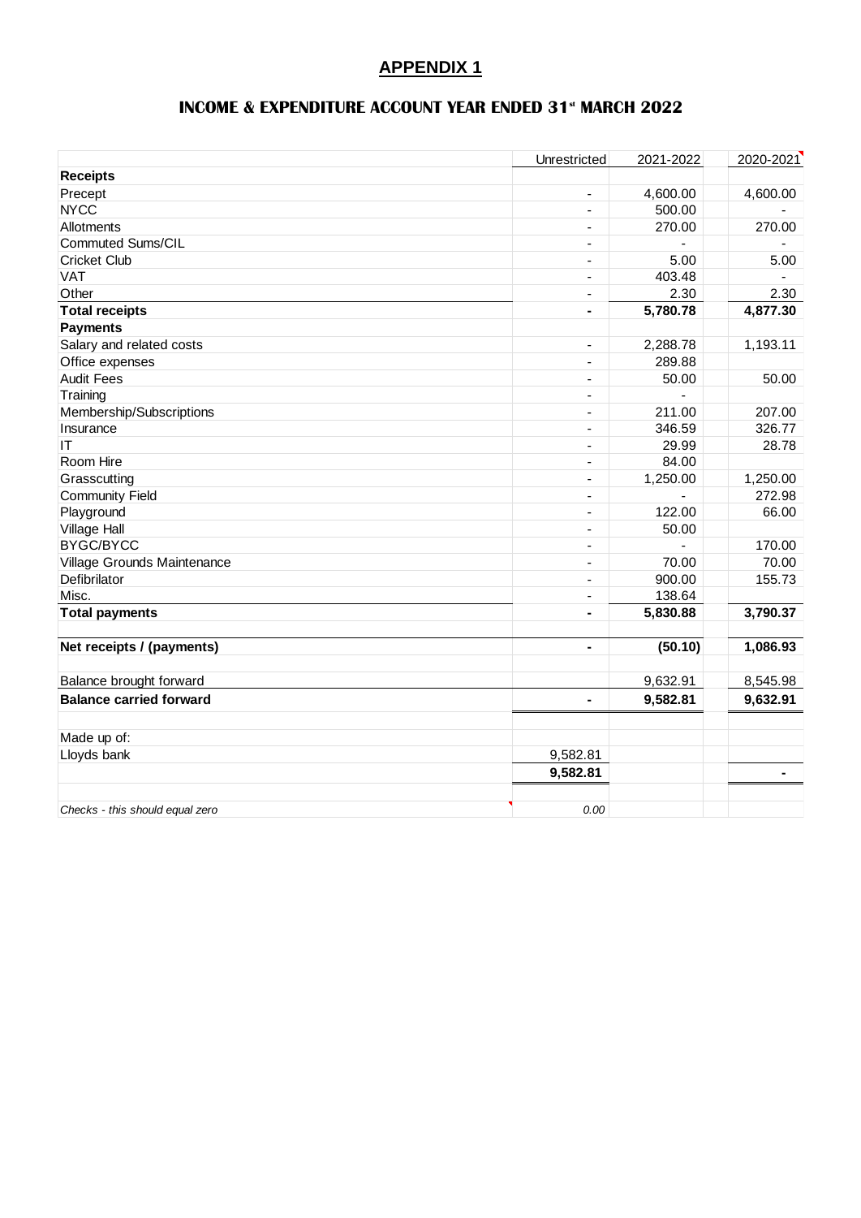# APPENDIX 1

## INCOME & EXPENDITURE ACCOUNT YEAR ENDED 31st MARCH 2022

| | Unrestricted | 2021-2022 | | 2020-2021 |
|---|---|---|---|---|
| **Receipts** | | | | |
| Precept | - | 4,600.00 | | 4,600.00 |
| NYCC | - | 500.00 | | - |
| Allotments | - | 270.00 | | 270.00 |
| Commuted Sums/CIL | - | - | | - |
| Cricket Club | - | 5.00 | | 5.00 |
| VAT | - | 403.48 | | - |
| Other | - | 2.30 | | 2.30 |
| **Total receipts** | **-** | **5,780.78** | | **4,877.30** |
| **Payments** | | | | |
| Salary and related costs | - | 2,288.78 | | 1,193.11 |
| Office expenses | - | 289.88 | | |
| Audit Fees | - | 50.00 | | 50.00 |
| Training | - | - | | |
| Membership/Subscriptions | - | 211.00 | | 207.00 |
| Insurance | - | 346.59 | | 326.77 |
| IT | - | 29.99 | | 28.78 |
| Room Hire | - | 84.00 | | |
| Grasscutting | - | 1,250.00 | | 1,250.00 |
| Community Field | - | - | | 272.98 |
| Playground | - | 122.00 | | 66.00 |
| Village Hall | - | 50.00 | | |
| BYGC/BYCC | - | - | | 170.00 |
| Village Grounds Maintenance | - | 70.00 | | 70.00 |
| Defibrilator | - | 900.00 | | 155.73 |
| Misc. | - | 138.64 | | |
| **Total payments** | **-** | **5,830.88** | | **3,790.37** |
| | | | | |
| **Net receipts / (payments)** | **-** | **(50.10)** | | **1,086.93** |
| | | | | |
| Balance brought forward | | 9,632.91 | | 8,545.98 |
| **Balance carried forward** | **-** | **9,582.81** | | **9,632.91** |
| | | | | |
| Made up of: | | | | |
| Lloyds bank | 9,582.81 | | | |
| | **9,582.81** | | | **-** |
| | | | | |
| *Checks - this should equal zero* | *0.00* | | | |